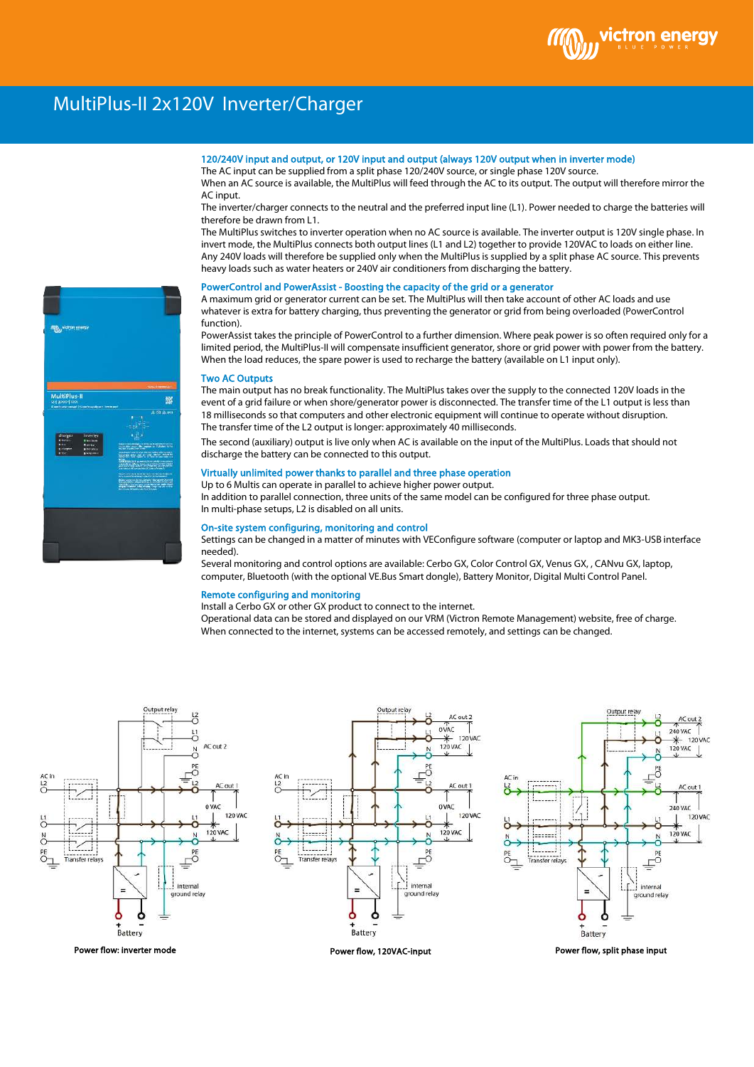# MultiPlus-II 2x120V Inverter/Charger

### 120/240V input and output, or 120V input and output (always 120V output when in inverter mode)

The AC input can be supplied from a split phase 120/240V source, or single phase 120V source.

When an AC source is available, the MultiPlus will feed through the AC to its output. The output will therefore mirror the AC input.

The inverter/charger connects to the neutral and the preferred input line (L1). Power needed to charge the batteries will therefore be drawn from L1.

The MultiPlus switches to inverter operation when no AC source is available. The inverter output is 120V single phase. In invert mode, the MultiPlus connects both output lines (L1 and L2) together to provide 120VAC to loads on either line. Any 240V loads will therefore be supplied only when the MultiPlus is supplied by a split phase AC source. This prevents heavy loads such as water heaters or 240V air conditioners from discharging the battery.

### PowerControl and PowerAssist - Boosting the capacity of the grid or a generator

A maximum grid or generator current can be set. The MultiPlus will then take account of other AC loads and use whatever is extra for battery charging, thus preventing the generator or grid from being overloaded (PowerControl function).

PowerAssist takes the principle of PowerControl to a further dimension. Where peak power is so often required only for a limited period, the MultiPlus-II will compensate insufficient generator, shore or grid power with power from the battery. When the load reduces, the spare power is used to recharge the battery (available on L1 input only).

### Two AC Outputs

The main output has no break functionality. The MultiPlus takes over the supply to the connected 120V loads in the event of a grid failure or when shore/generator power is disconnected. The transfer time of the L1 output is less than 18 milliseconds so that computers and other electronic equipment will continue to operate without disruption.

The transfer time of the L2 output is longer: approximately 40 milliseconds.

The second (auxiliary) output is live only when AC is available on the input of the MultiPlus. Loads that should not discharge the battery can be connected to this output.

### Virtually unlimited power thanks to parallel and three phase operation

Up to 6 Multis can operate in parallel to achieve higher power output.

In addition to parallel connection, three units of the same model can be configured for three phase output.

In multi-phase setups, L2 is disabled on all units.

### On-site system configuring, monitoring and control

Settings can be changed in a matter of minutes with VEConfigure software (computer or laptop and MK3-USB interface needed).

Several monitoring and control options are available: Cerbo GX, Color Control GX, Venus GX, , CANvu GX, laptop, computer, Bluetooth (with the optional VE.Bus Smart dongle), Battery Monitor, Digital Multi Control Panel.

### Remote configuring and monitoring

Install a Cerbo GX or other GX product to connect to the internet.

Operational data can be stored and displayed on our VRM (Victron Remote Management) website, free of charge.

When connected to the internet, systems can be accessed remotely, and settings can be changed.

**Power flow: inverter mode**

**Power flow, 120VAC-input**

**Power flow, split phase input**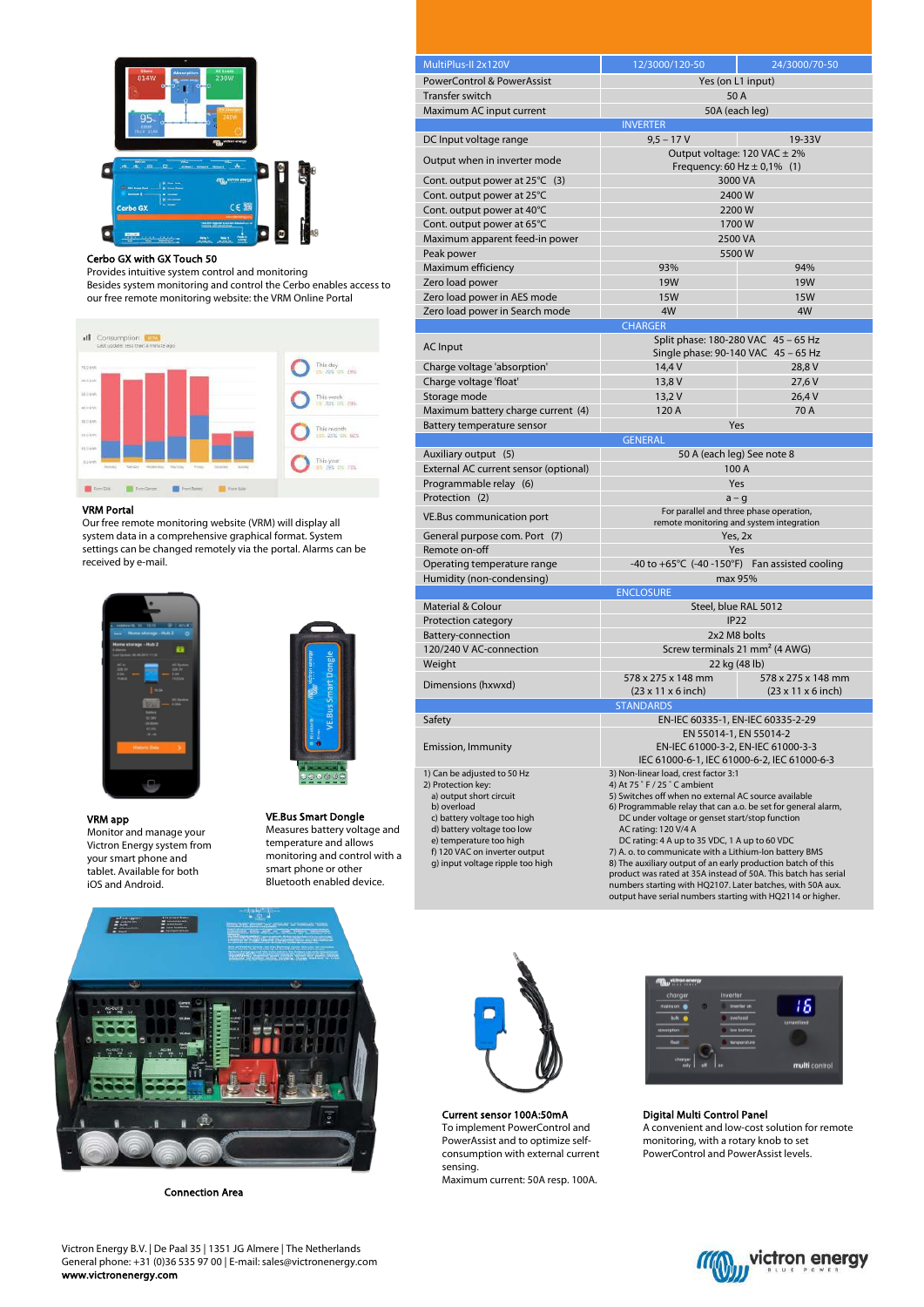**Cerbo GX with GX Touch 50**
Provides intuitive system control and monitoring
Besides system monitoring and control the Cerbo enables access to our free remote monitoring website: the VRM Online Portal

**VRM Portal**
Our free remote monitoring website (VRM) will display all system data in a comprehensive graphical format. System settings can be changed remotely via the portal. Alarms can be received by e-mail.

**VRM app**
Monitor and manage your Victron Energy system from your smart phone and tablet. Available for both iOS and Android.

**VE.Bus Smart Dongle**
Measures battery voltage and temperature and allows monitoring and control with a smart phone or other Bluetooth enabled device.

**Connection Area**

| MultiPlus-II 2x120V | 12/3000/120-50 | 24/3000/70-50 |
|---|---|---|
| PowerControl & PowerAssist | Yes (on L1 input) | |
| Transfer switch | 50 A | |
| Maximum AC input current | 50A (each leg) | |
| **INVERTER** | | |
| DC Input voltage range | 9,5 – 17 V | 19-33V |
| Output when in inverter mode | Output voltage: 120 VAC ± 2%<br>Frequency: 60 Hz ± 0,1% (1) | |
| Cont. output power at 25°C (3) | 3000 VA | |
| Cont. output power at 25°C | 2400 W | |
| Cont. output power at 40°C | 2200 W | |
| Cont. output power at 65°C | 1700 W | |
| Maximum apparent feed-in power | 2500 VA | |
| Peak power | 5500 W | |
| Maximum efficiency | 93% | 94% |
| Zero load power | 19W | 19W |
| Zero load power in AES mode | 15W | 15W |
| Zero load power in Search mode | 4W | 4W |
| **CHARGER** | | |
| AC Input | Split phase: 180-280 VAC 45 – 65 Hz<br>Single phase: 90-140 VAC 45 – 65 Hz | |
| Charge voltage 'absorption' | 14,4 V | 28,8 V |
| Charge voltage 'float' | 13,8 V | 27,6 V |
| Storage mode | 13,2 V | 26,4 V |
| Maximum battery charge current (4) | 120 A | 70 A |
| Battery temperature sensor | Yes | |
| **GENERAL** | | |
| Auxiliary output (5) | 50 A (each leg) See note 8 | |
| External AC current sensor (optional) | 100 A | |
| Programmable relay (6) | Yes | |
| Protection (2) | a – g | |
| VE.Bus communication port | For parallel and three phase operation, remote monitoring and system integration | |
| General purpose com. Port (7) | Yes, 2x | |
| Remote on-off | Yes | |
| Operating temperature range | -40 to +65°C (-40 -150°F) Fan assisted cooling | |
| Humidity (non-condensing) | max 95% | |
| **ENCLOSURE** | | |
| Material & Colour | Steel, blue RAL 5012 | |
| Protection category | IP22 | |
| Battery-connection | 2x2 M8 bolts | |
| 120/240 V AC-connection | Screw terminals 21 mm² (4 AWG) | |
| Weight | 22 kg (48 lb) | |
| Dimensions (hxwxd) | 578 x 275 x 148 mm<br>(23 x 11 x 6 inch) | 578 x 275 x 148 mm<br>(23 x 11 x 6 inch) |
| **STANDARDS** | | |
| Safety | EN-IEC 60335-1, EN-IEC 60335-2-29 | |
| Emission, Immunity | EN 55014-1, EN 55014-2<br>EN-IEC 61000-3-2, EN-IEC 61000-3-3<br>IEC 61000-6-1, IEC 61000-6-2, IEC 61000-6-3 | |

1) Can be adjusted to 50 Hz
2) Protection key:
  a) output short circuit
  b) overload
  c) battery voltage too high
  d) battery voltage too low
  e) temperature too high
  f) 120 VAC on inverter output
  g) input voltage ripple too high
3) Non-linear load, crest factor 3:1
4) At 75 ˚F / 25 ˚C ambient
5) Switches off when no external AC source available
6) Programmable relay that can a.o. be set for general alarm, DC under voltage or genset start/stop function
   AC rating: 120 V/4 A
   DC rating: 4 A up to 35 VDC, 1 A up to 60 VDC
7) A. o. to communicate with a Lithium-Ion battery BMS
8) The auxiliary output of an early production batch of this product was rated at 35A instead of 50A. This batch has serial numbers starting with HQ2107. Later batches, with 50A aux. output have serial numbers starting with HQ2114 or higher.

**Current sensor 100A:50mA**
To implement PowerControl and PowerAssist and to optimize self-consumption with external current sensing.
Maximum current: 50A resp. 100A.

**Digital Multi Control Panel**
A convenient and low-cost solution for remote monitoring, with a rotary knob to set PowerControl and PowerAssist levels.

Victron Energy B.V. | De Paal 35 | 1351 JG Almere | The Netherlands
General phone: +31 (0)36 535 97 00 | E-mail: sales@victronenergy.com
**www.victronenergy.com**